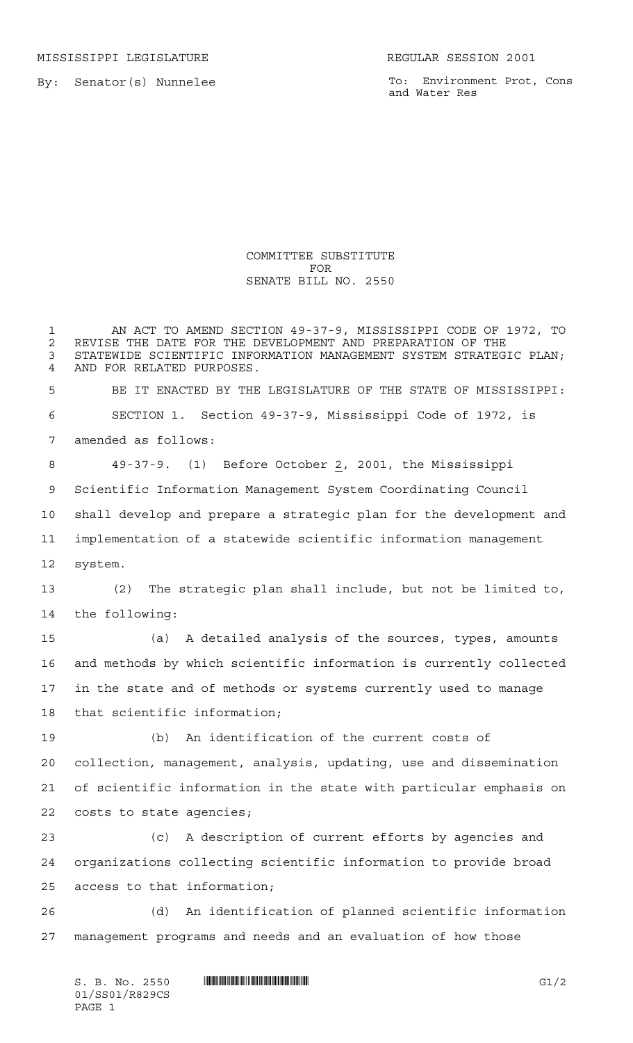MISSISSIPPI LEGISLATURE

REGULAR SESSION 2001

By: Senator(s) Nunnelee

To: Environment Prot, Cons and Water Res

# COMMITTEE SUBSTITUTE FOR SENATE BILL NO. 2550

AN ACT TO AMEND SECTION 49-37-9, MISSISSIPPI CODE OF 1972, TO REVISE THE DATE FOR THE DEVELOPMENT AND PREPARATION OF THE STATEWIDE SCIENTIFIC INFORMATION MANAGEMENT SYSTEM STRATEGIC PLAN; AND FOR RELATED PURPOSES.

BE IT ENACTED BY THE LEGISLATURE OF THE STATE OF MISSISSIPPI:

SECTION 1. Section 49-37-9, Mississippi Code of 1972, is amended as follows:

49-37-9. (1) Before October 2, 2001, the Mississippi Scientific Information Management System Coordinating Council shall develop and prepare a strategic plan for the development and implementation of a statewide scientific information management system.

(2) The strategic plan shall include, but not be limited to, the following:

(a) A detailed analysis of the sources, types, amounts and methods by which scientific information is currently collected in the state and of methods or systems currently used to manage that scientific information;

(b) An identification of the current costs of collection, management, analysis, updating, use and dissemination of scientific information in the state with particular emphasis on costs to state agencies;

(c) A description of current efforts by agencies and organizations collecting scientific information to provide broad access to that information;

(d) An identification of planned scientific information management programs and needs and an evaluation of how those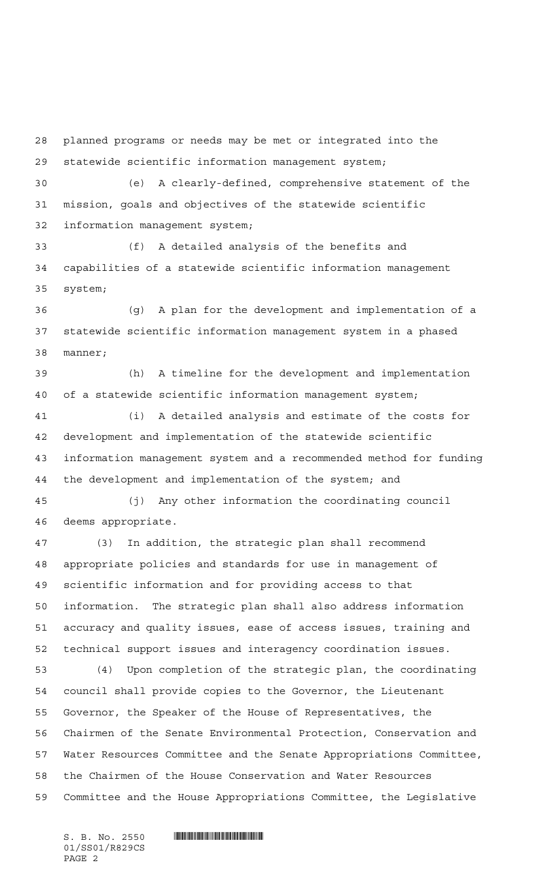planned programs or needs may be met or integrated into the statewide scientific information management system;

(e) A clearly-defined, comprehensive statement of the mission, goals and objectives of the statewide scientific information management system;

(f) A detailed analysis of the benefits and capabilities of a statewide scientific information management system;

(g) A plan for the development and implementation of a statewide scientific information management system in a phased manner;

(h) A timeline for the development and implementation of a statewide scientific information management system;

(i) A detailed analysis and estimate of the costs for development and implementation of the statewide scientific information management system and a recommended method for funding the development and implementation of the system; and

(j) Any other information the coordinating council deems appropriate.

(3) In addition, the strategic plan shall recommend appropriate policies and standards for use in management of scientific information and for providing access to that information. The strategic plan shall also address information accuracy and quality issues, ease of access issues, training and technical support issues and interagency coordination issues.

(4) Upon completion of the strategic plan, the coordinating council shall provide copies to the Governor, the Lieutenant Governor, the Speaker of the House of Representatives, the Chairmen of the Senate Environmental Protection, Conservation and Water Resources Committee and the Senate Appropriations Committee, the Chairmen of the House Conservation and Water Resources Committee and the House Appropriations Committee, the Legislative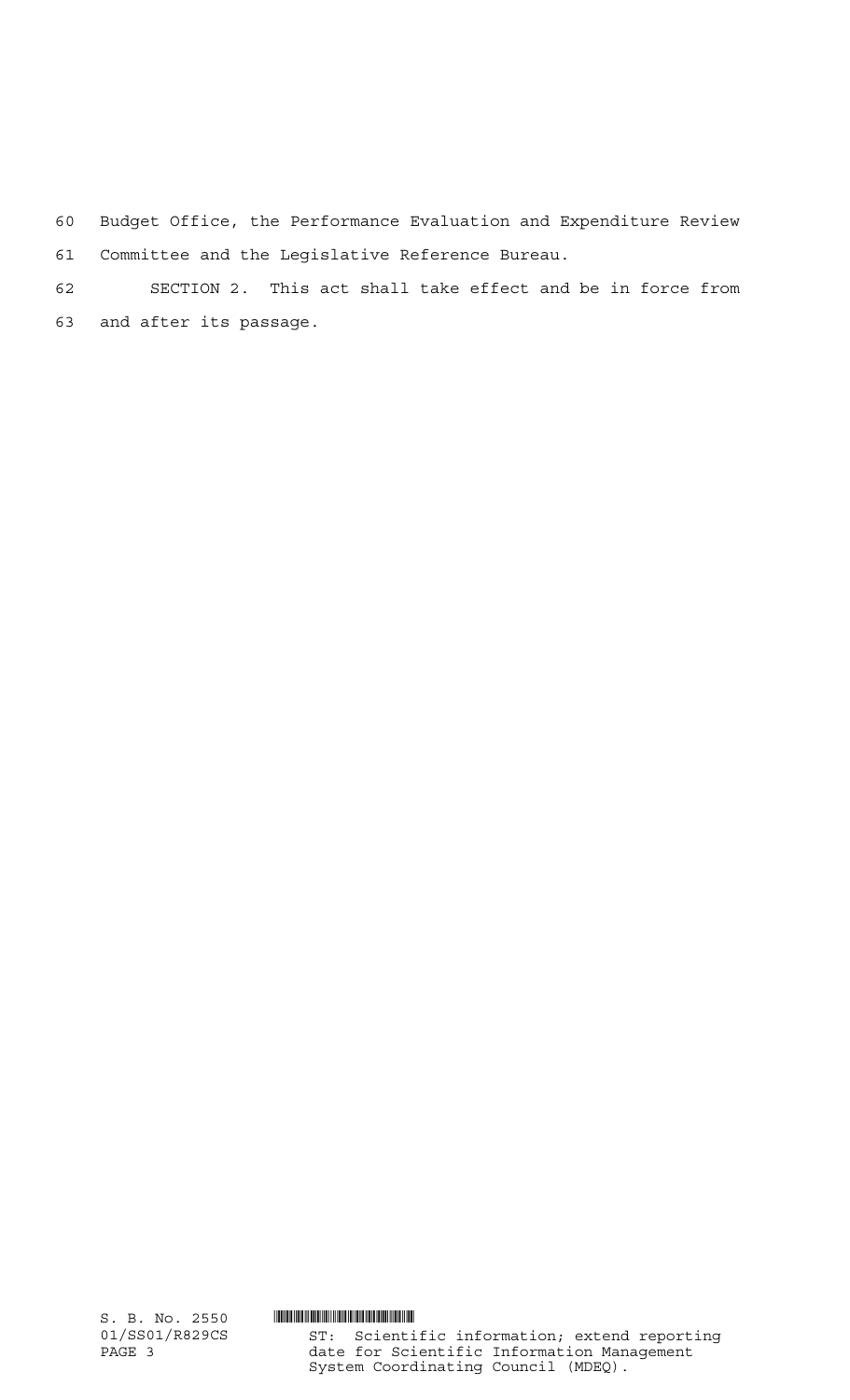Budget Office, the Performance Evaluation and Expenditure Review Committee and the Legislative Reference Bureau.

SECTION 2. This act shall take effect and be in force from and after its passage.

ST: Scientific information; extend reporting date for Scientific Information Management System Coordinating Council (MDEQ).